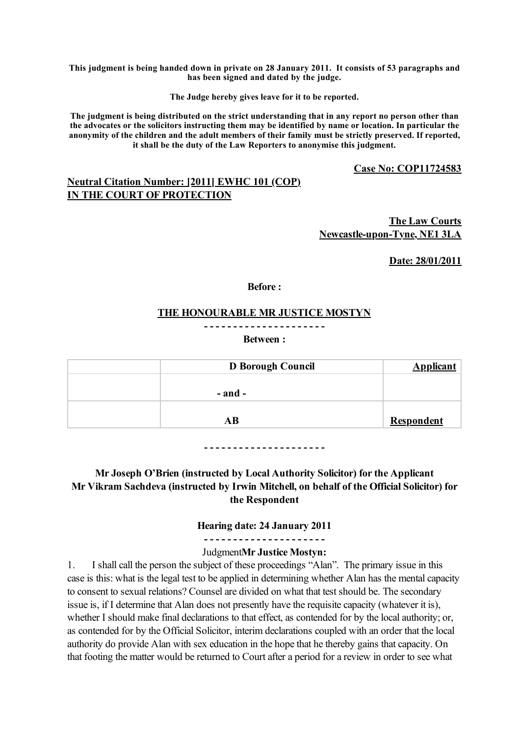**This judgment is being handed down in private on 28 January 2011. It consists of 53 paragraphs and has been signed and dated by the judge.**

**The Judge hereby gives leave for it to be reported.**

**The judgment is being distributed on the strict understanding that in any report no person other than the advocates or the solicitors instructing them may be identified by name or location. In particular the anonymity of the children and the adult members of their family must be strictly preserved. If reported, it shall be the duty of the Law Reporters to anonymise this judgment.**

**Case No: COP11724583**

**Neutral Citation Number: [2011] EWHC 101 (COP)**
**IN THE COURT OF PROTECTION**

**The Law Courts**
**Newcastle-upon-Tyne, NE1 3LA**

**Date: 28/01/2011**

**Before :**

**THE HONOURABLE MR JUSTICE MOSTYN**

- - - - - - - - - - - - - - - - - - - -

**Between :**

| | | |
|---|---|---|
| | **D Borough Council** | **Applicant** |
| | **- and -** | |
| | **AB** | **Respondent** |

- - - - - - - - - - - - - - - - - - - -

**Mr Joseph O'Brien (instructed by Local Authority Solicitor) for the Applicant**
**Mr Vikram Sachdeva (instructed by Irwin Mitchell, on behalf of the Official Solicitor) for the Respondent**

**Hearing date: 24 January 2011**

- - - - - - - - - - - - - - - - - - - -

Judgment**Mr Justice Mostyn:**

1. I shall call the person the subject of these proceedings "Alan". The primary issue in this case is this: what is the legal test to be applied in determining whether Alan has the mental capacity to consent to sexual relations? Counsel are divided on what that test should be. The secondary issue is, if I determine that Alan does not presently have the requisite capacity (whatever it is), whether I should make final declarations to that effect, as contended for by the local authority; or, as contended for by the Official Solicitor, interim declarations coupled with an order that the local authority do provide Alan with sex education in the hope that he thereby gains that capacity. On that footing the matter would be returned to Court after a period for a review in order to see what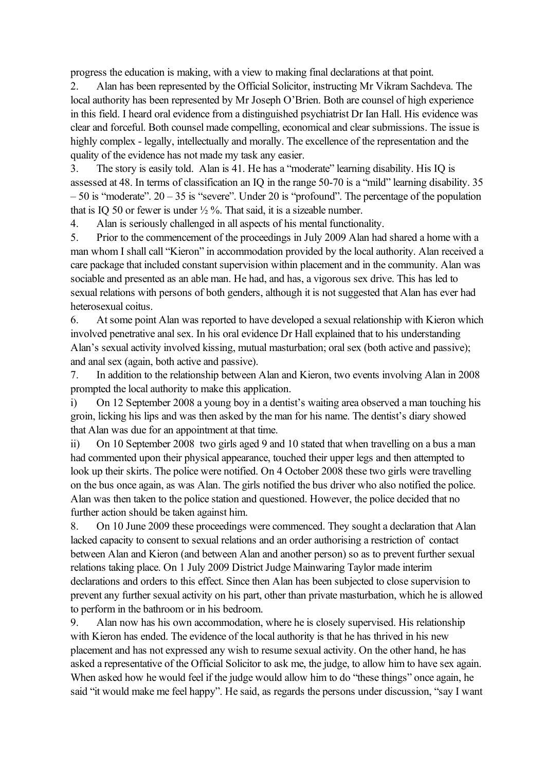progress the education is making, with a view to making final declarations at that point.

2. Alan has been represented by the Official Solicitor, instructing Mr Vikram Sachdeva. The local authority has been represented by Mr Joseph O'Brien. Both are counsel of high experience in this field. I heard oral evidence from a distinguished psychiatrist Dr Ian Hall. His evidence was clear and forceful. Both counsel made compelling, economical and clear submissions. The issue is highly complex - legally, intellectually and morally. The excellence of the representation and the quality of the evidence has not made my task any easier.

3. The story is easily told. Alan is 41. He has a "moderate" learning disability. His IQ is assessed at 48. In terms of classification an IQ in the range 50-70 is a "mild" learning disability. 35 – 50 is "moderate". 20 – 35 is "severe". Under 20 is "profound". The percentage of the population that is IQ 50 or fewer is under ½ %. That said, it is a sizeable number.

4. Alan is seriously challenged in all aspects of his mental functionality.

5. Prior to the commencement of the proceedings in July 2009 Alan had shared a home with a man whom I shall call "Kieron" in accommodation provided by the local authority. Alan received a care package that included constant supervision within placement and in the community. Alan was sociable and presented as an able man. He had, and has, a vigorous sex drive. This has led to sexual relations with persons of both genders, although it is not suggested that Alan has ever had heterosexual coitus.

6. At some point Alan was reported to have developed a sexual relationship with Kieron which involved penetrative anal sex. In his oral evidence Dr Hall explained that to his understanding Alan's sexual activity involved kissing, mutual masturbation; oral sex (both active and passive); and anal sex (again, both active and passive).

7. In addition to the relationship between Alan and Kieron, two events involving Alan in 2008 prompted the local authority to make this application.

i) On 12 September 2008 a young boy in a dentist's waiting area observed a man touching his groin, licking his lips and was then asked by the man for his name. The dentist's diary showed that Alan was due for an appointment at that time.

ii) On 10 September 2008 two girls aged 9 and 10 stated that when travelling on a bus a man had commented upon their physical appearance, touched their upper legs and then attempted to look up their skirts. The police were notified. On 4 October 2008 these two girls were travelling on the bus once again, as was Alan. The girls notified the bus driver who also notified the police. Alan was then taken to the police station and questioned. However, the police decided that no further action should be taken against him.

8. On 10 June 2009 these proceedings were commenced. They sought a declaration that Alan lacked capacity to consent to sexual relations and an order authorising a restriction of contact between Alan and Kieron (and between Alan and another person) so as to prevent further sexual relations taking place. On 1 July 2009 District Judge Mainwaring Taylor made interim declarations and orders to this effect. Since then Alan has been subjected to close supervision to prevent any further sexual activity on his part, other than private masturbation, which he is allowed to perform in the bathroom or in his bedroom.

9. Alan now has his own accommodation, where he is closely supervised. His relationship with Kieron has ended. The evidence of the local authority is that he has thrived in his new placement and has not expressed any wish to resume sexual activity. On the other hand, he has asked a representative of the Official Solicitor to ask me, the judge, to allow him to have sex again. When asked how he would feel if the judge would allow him to do "these things" once again, he said "it would make me feel happy". He said, as regards the persons under discussion, "say I want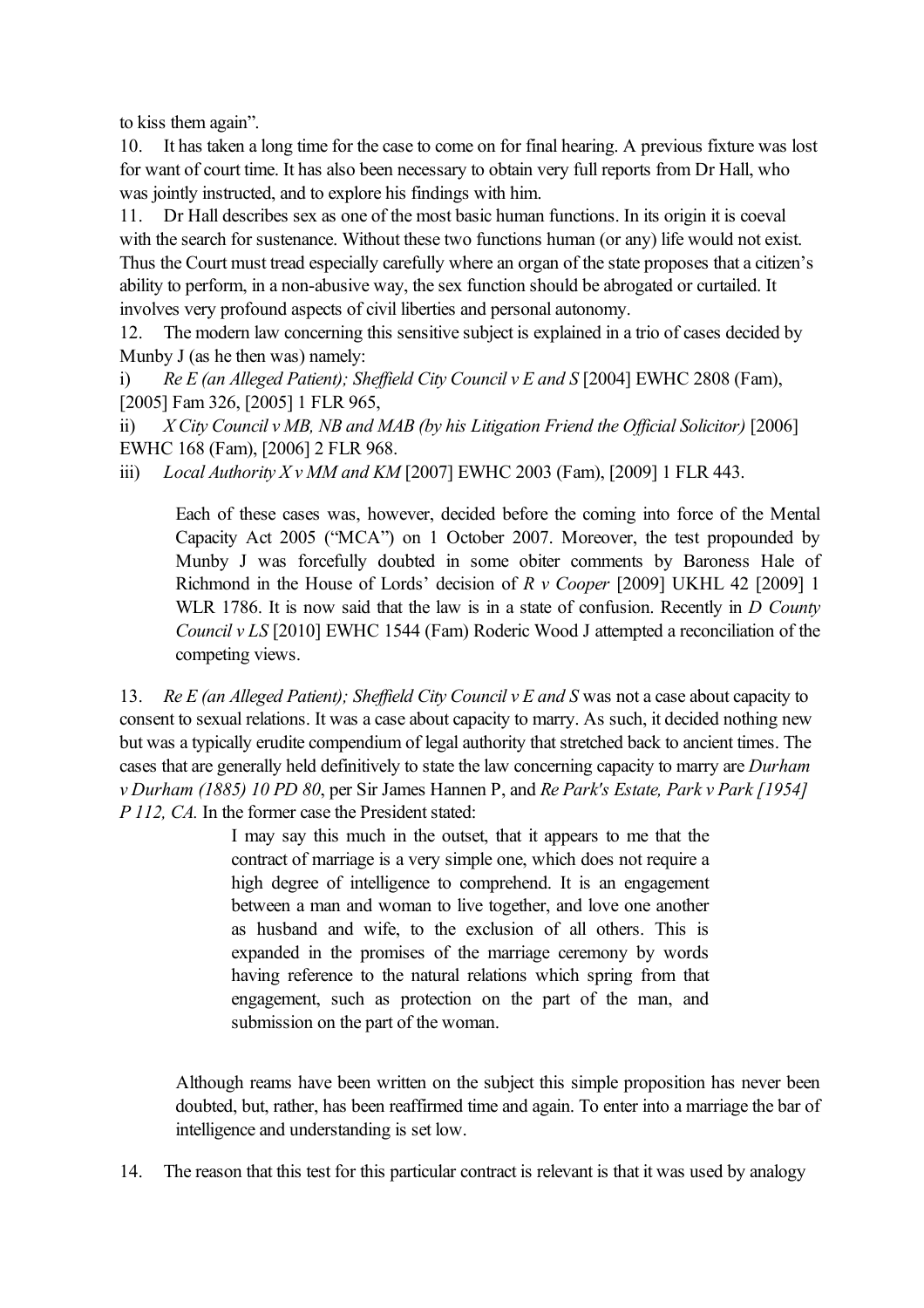to kiss them again".

10. It has taken a long time for the case to come on for final hearing. A previous fixture was lost for want of court time. It has also been necessary to obtain very full reports from Dr Hall, who was jointly instructed, and to explore his findings with him.

11. Dr Hall describes sex as one of the most basic human functions. In its origin it is coeval with the search for sustenance. Without these two functions human (or any) life would not exist. Thus the Court must tread especially carefully where an organ of the state proposes that a citizen's ability to perform, in a non-abusive way, the sex function should be abrogated or curtailed. It involves very profound aspects of civil liberties and personal autonomy.

12. The modern law concerning this sensitive subject is explained in a trio of cases decided by Munby J (as he then was) namely:

i) *Re E (an Alleged Patient); Sheffield City Council v E and S* [2004] EWHC 2808 (Fam), [2005] Fam 326, [2005] 1 FLR 965,

ii) *X City Council v MB, NB and MAB (by his Litigation Friend the Official Solicitor)* [2006] EWHC 168 (Fam), [2006] 2 FLR 968.

iii) *Local Authority X v MM and KM* [2007] EWHC 2003 (Fam), [2009] 1 FLR 443.

> Each of these cases was, however, decided before the coming into force of the Mental Capacity Act 2005 ("MCA") on 1 October 2007. Moreover, the test propounded by Munby J was forcefully doubted in some obiter comments by Baroness Hale of Richmond in the House of Lords' decision of *R v Cooper* [2009] UKHL 42 [2009] 1 WLR 1786. It is now said that the law is in a state of confusion. Recently in *D County Council v LS* [2010] EWHC 1544 (Fam) Roderic Wood J attempted a reconciliation of the competing views.

13. *Re E (an Alleged Patient); Sheffield City Council v E and S* was not a case about capacity to consent to sexual relations. It was a case about capacity to marry. As such, it decided nothing new but was a typically erudite compendium of legal authority that stretched back to ancient times. The cases that are generally held definitively to state the law concerning capacity to marry are *Durham v Durham (1885) 10 PD 80*, per Sir James Hannen P, and *Re Park's Estate, Park v Park [1954] P 112, CA.* In the former case the President stated:

> I may say this much in the outset, that it appears to me that the contract of marriage is a very simple one, which does not require a high degree of intelligence to comprehend. It is an engagement between a man and woman to live together, and love one another as husband and wife, to the exclusion of all others. This is expanded in the promises of the marriage ceremony by words having reference to the natural relations which spring from that engagement, such as protection on the part of the man, and submission on the part of the woman.

> Although reams have been written on the subject this simple proposition has never been doubted, but, rather, has been reaffirmed time and again. To enter into a marriage the bar of intelligence and understanding is set low.

14. The reason that this test for this particular contract is relevant is that it was used by analogy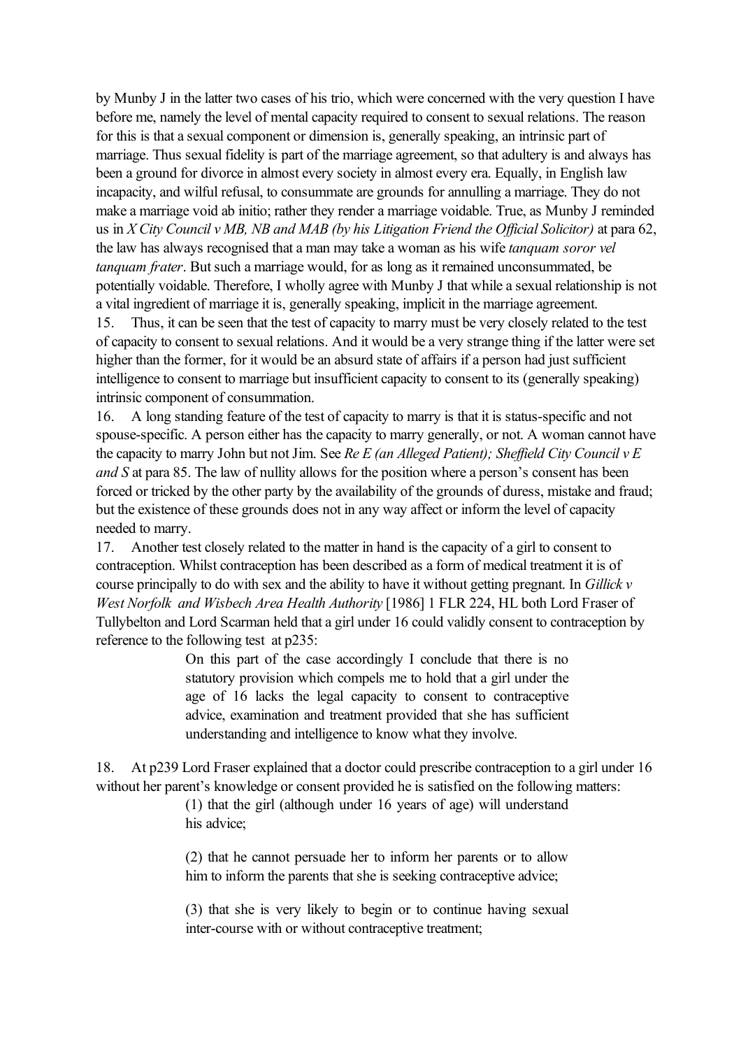by Munby J in the latter two cases of his trio, which were concerned with the very question I have before me, namely the level of mental capacity required to consent to sexual relations. The reason for this is that a sexual component or dimension is, generally speaking, an intrinsic part of marriage. Thus sexual fidelity is part of the marriage agreement, so that adultery is and always has been a ground for divorce in almost every society in almost every era. Equally, in English law incapacity, and wilful refusal, to consummate are grounds for annulling a marriage. They do not make a marriage void ab initio; rather they render a marriage voidable. True, as Munby J reminded us in *X City Council v MB, NB and MAB (by his Litigation Friend the Official Solicitor)* at para 62, the law has always recognised that a man may take a woman as his wife *tanquam soror vel tanquam frater*. But such a marriage would, for as long as it remained unconsummated, be potentially voidable. Therefore, I wholly agree with Munby J that while a sexual relationship is not a vital ingredient of marriage it is, generally speaking, implicit in the marriage agreement.

15. Thus, it can be seen that the test of capacity to marry must be very closely related to the test of capacity to consent to sexual relations. And it would be a very strange thing if the latter were set higher than the former, for it would be an absurd state of affairs if a person had just sufficient intelligence to consent to marriage but insufficient capacity to consent to its (generally speaking) intrinsic component of consummation.

16. A long standing feature of the test of capacity to marry is that it is status-specific and not spouse-specific. A person either has the capacity to marry generally, or not. A woman cannot have the capacity to marry John but not Jim. See *Re E (an Alleged Patient); Sheffield City Council v E and S* at para 85. The law of nullity allows for the position where a person's consent has been forced or tricked by the other party by the availability of the grounds of duress, mistake and fraud; but the existence of these grounds does not in any way affect or inform the level of capacity needed to marry.

17. Another test closely related to the matter in hand is the capacity of a girl to consent to contraception. Whilst contraception has been described as a form of medical treatment it is of course principally to do with sex and the ability to have it without getting pregnant. In *Gillick v West Norfolk and Wisbech Area Health Authority* [1986] 1 FLR 224, HL both Lord Fraser of Tullybelton and Lord Scarman held that a girl under 16 could validly consent to contraception by reference to the following test at p235:

> On this part of the case accordingly I conclude that there is no statutory provision which compels me to hold that a girl under the age of 16 lacks the legal capacity to consent to contraceptive advice, examination and treatment provided that she has sufficient understanding and intelligence to know what they involve.

18. At p239 Lord Fraser explained that a doctor could prescribe contraception to a girl under 16 without her parent's knowledge or consent provided he is satisfied on the following matters:

> (1) that the girl (although under 16 years of age) will understand his advice;
>
> (2) that he cannot persuade her to inform her parents or to allow him to inform the parents that she is seeking contraceptive advice;
>
> (3) that she is very likely to begin or to continue having sexual inter-course with or without contraceptive treatment;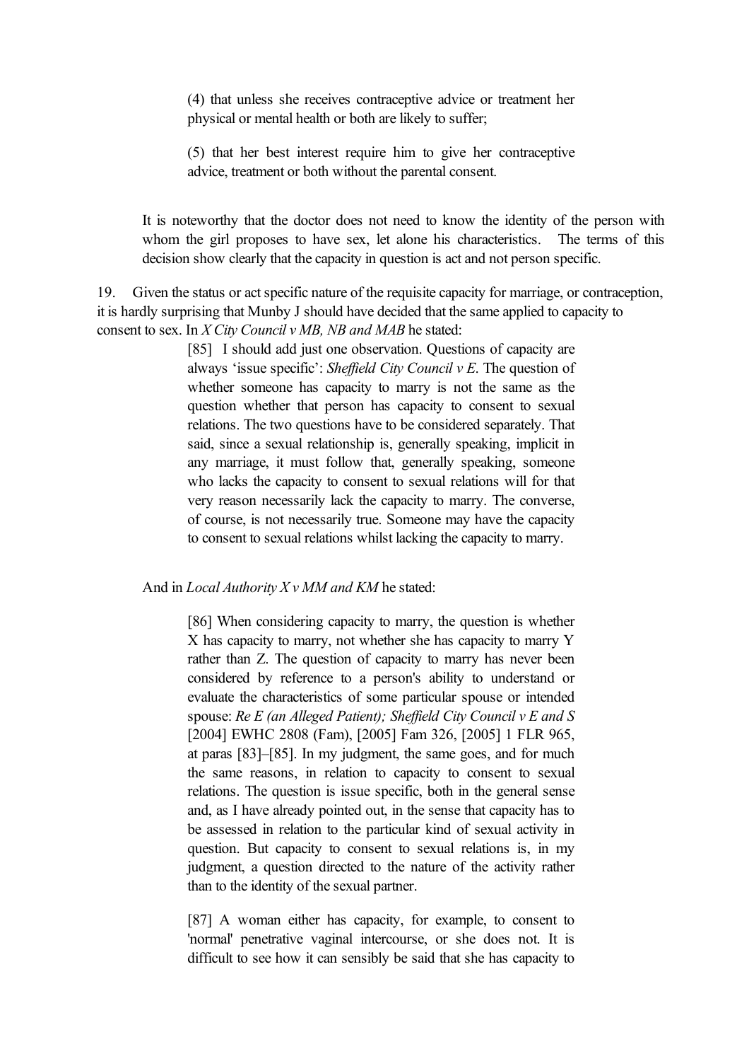> (4) that unless she receives contraceptive advice or treatment her physical or mental health or both are likely to suffer;
>
> (5) that her best interest require him to give her contraceptive advice, treatment or both without the parental consent.

It is noteworthy that the doctor does not need to know the identity of the person with whom the girl proposes to have sex, let alone his characteristics. The terms of this decision show clearly that the capacity in question is act and not person specific.

19. Given the status or act specific nature of the requisite capacity for marriage, or contraception, it is hardly surprising that Munby J should have decided that the same applied to capacity to consent to sex. In *X City Council v MB, NB and MAB* he stated:

> [85] I should add just one observation. Questions of capacity are always 'issue specific': *Sheffield City Council v E*. The question of whether someone has capacity to marry is not the same as the question whether that person has capacity to consent to sexual relations. The two questions have to be considered separately. That said, since a sexual relationship is, generally speaking, implicit in any marriage, it must follow that, generally speaking, someone who lacks the capacity to consent to sexual relations will for that very reason necessarily lack the capacity to marry. The converse, of course, is not necessarily true. Someone may have the capacity to consent to sexual relations whilst lacking the capacity to marry.

And in *Local Authority X v MM and KM* he stated:

> [86] When considering capacity to marry, the question is whether X has capacity to marry, not whether she has capacity to marry Y rather than Z. The question of capacity to marry has never been considered by reference to a person's ability to understand or evaluate the characteristics of some particular spouse or intended spouse: *Re E (an Alleged Patient); Sheffield City Council v E and S* [2004] EWHC 2808 (Fam), [2005] Fam 326, [2005] 1 FLR 965, at paras [83]–[85]. In my judgment, the same goes, and for much the same reasons, in relation to capacity to consent to sexual relations. The question is issue specific, both in the general sense and, as I have already pointed out, in the sense that capacity has to be assessed in relation to the particular kind of sexual activity in question. But capacity to consent to sexual relations is, in my judgment, a question directed to the nature of the activity rather than to the identity of the sexual partner.
>
> [87] A woman either has capacity, for example, to consent to 'normal' penetrative vaginal intercourse, or she does not. It is difficult to see how it can sensibly be said that she has capacity to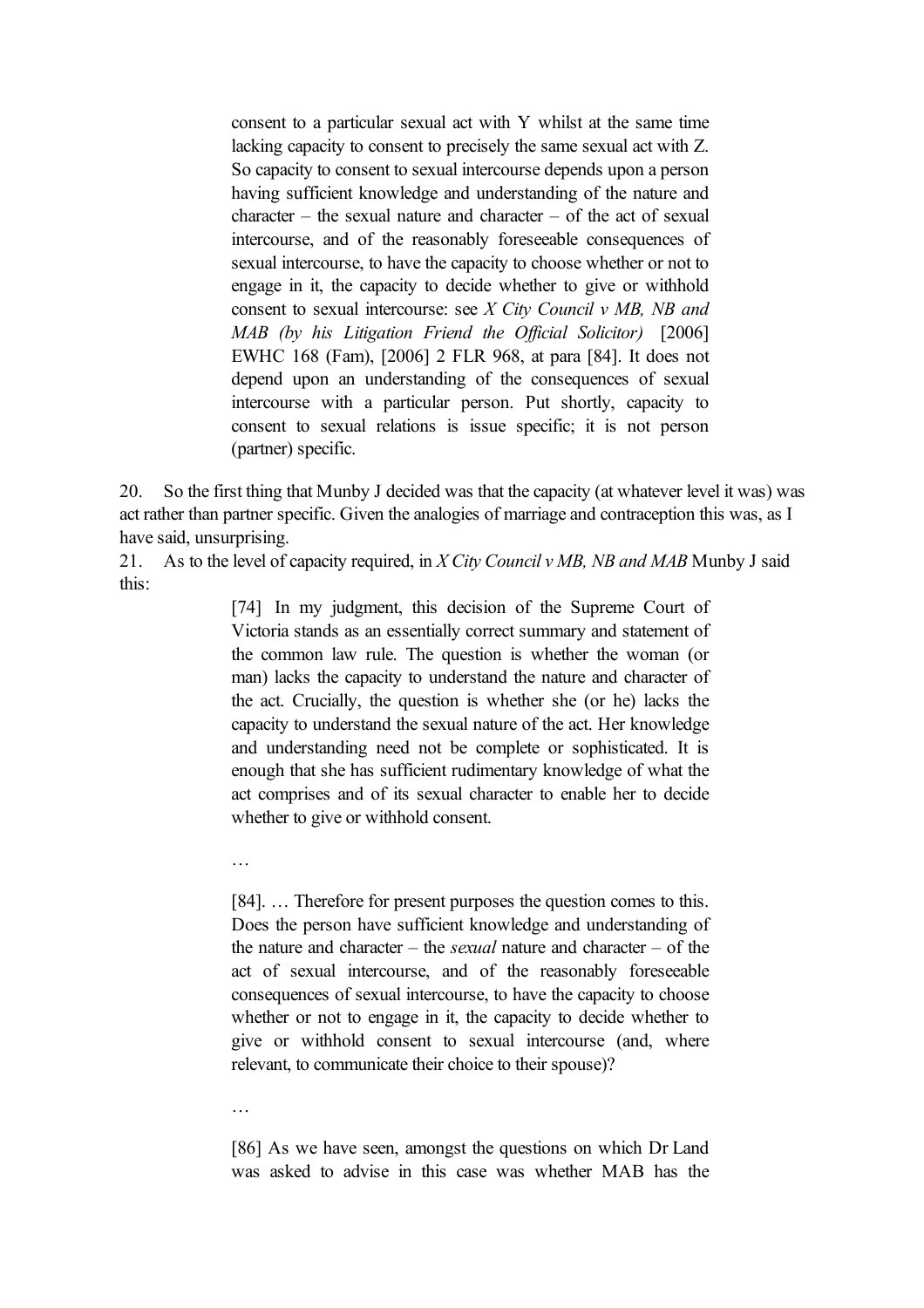> consent to a particular sexual act with Y whilst at the same time lacking capacity to consent to precisely the same sexual act with Z. So capacity to consent to sexual intercourse depends upon a person having sufficient knowledge and understanding of the nature and character – the sexual nature and character – of the act of sexual intercourse, and of the reasonably foreseeable consequences of sexual intercourse, to have the capacity to choose whether or not to engage in it, the capacity to decide whether to give or withhold consent to sexual intercourse: see *X City Council v MB, NB and MAB (by his Litigation Friend the Official Solicitor)* [2006] EWHC 168 (Fam), [2006] 2 FLR 968, at para [84]. It does not depend upon an understanding of the consequences of sexual intercourse with a particular person. Put shortly, capacity to consent to sexual relations is issue specific; it is not person (partner) specific.

20. So the first thing that Munby J decided was that the capacity (at whatever level it was) was act rather than partner specific. Given the analogies of marriage and contraception this was, as I have said, unsurprising.

21. As to the level of capacity required, in *X City Council v MB, NB and MAB* Munby J said this:

> [74] In my judgment, this decision of the Supreme Court of Victoria stands as an essentially correct summary and statement of the common law rule. The question is whether the woman (or man) lacks the capacity to understand the nature and character of the act. Crucially, the question is whether she (or he) lacks the capacity to understand the sexual nature of the act. Her knowledge and understanding need not be complete or sophisticated. It is enough that she has sufficient rudimentary knowledge of what the act comprises and of its sexual character to enable her to decide whether to give or withhold consent.
>
> …
>
> [84]. … Therefore for present purposes the question comes to this. Does the person have sufficient knowledge and understanding of the nature and character – the *sexual* nature and character – of the act of sexual intercourse, and of the reasonably foreseeable consequences of sexual intercourse, to have the capacity to choose whether or not to engage in it, the capacity to decide whether to give or withhold consent to sexual intercourse (and, where relevant, to communicate their choice to their spouse)?
>
> …
>
> [86] As we have seen, amongst the questions on which Dr Land was asked to advise in this case was whether MAB has the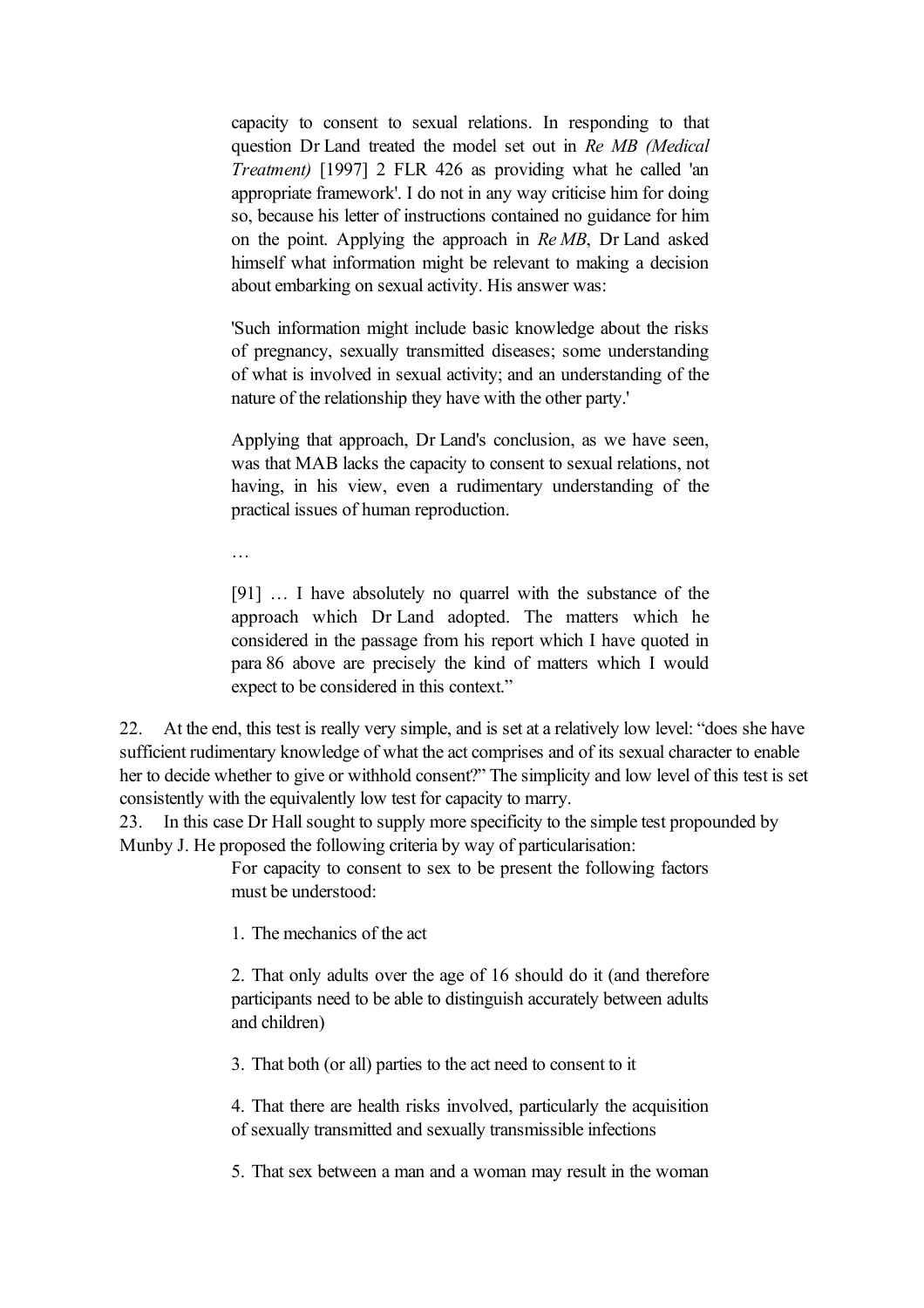> capacity to consent to sexual relations. In responding to that question Dr Land treated the model set out in *Re MB (Medical Treatment)* [1997] 2 FLR 426 as providing what he called 'an appropriate framework'. I do not in any way criticise him for doing so, because his letter of instructions contained no guidance for him on the point. Applying the approach in *Re MB*, Dr Land asked himself what information might be relevant to making a decision about embarking on sexual activity. His answer was:
>
> 'Such information might include basic knowledge about the risks of pregnancy, sexually transmitted diseases; some understanding of what is involved in sexual activity; and an understanding of the nature of the relationship they have with the other party.'
>
> Applying that approach, Dr Land's conclusion, as we have seen, was that MAB lacks the capacity to consent to sexual relations, not having, in his view, even a rudimentary understanding of the practical issues of human reproduction.
>
> …
>
> [91] … I have absolutely no quarrel with the substance of the approach which Dr Land adopted. The matters which he considered in the passage from his report which I have quoted in para 86 above are precisely the kind of matters which I would expect to be considered in this context."

22. At the end, this test is really very simple, and is set at a relatively low level: "does she have sufficient rudimentary knowledge of what the act comprises and of its sexual character to enable her to decide whether to give or withhold consent?" The simplicity and low level of this test is set consistently with the equivalently low test for capacity to marry.

23. In this case Dr Hall sought to supply more specificity to the simple test propounded by Munby J. He proposed the following criteria by way of particularisation:

> For capacity to consent to sex to be present the following factors must be understood:
>
> 1. The mechanics of the act
>
> 2. That only adults over the age of 16 should do it (and therefore participants need to be able to distinguish accurately between adults and children)
>
> 3. That both (or all) parties to the act need to consent to it
>
> 4. That there are health risks involved, particularly the acquisition of sexually transmitted and sexually transmissible infections
>
> 5. That sex between a man and a woman may result in the woman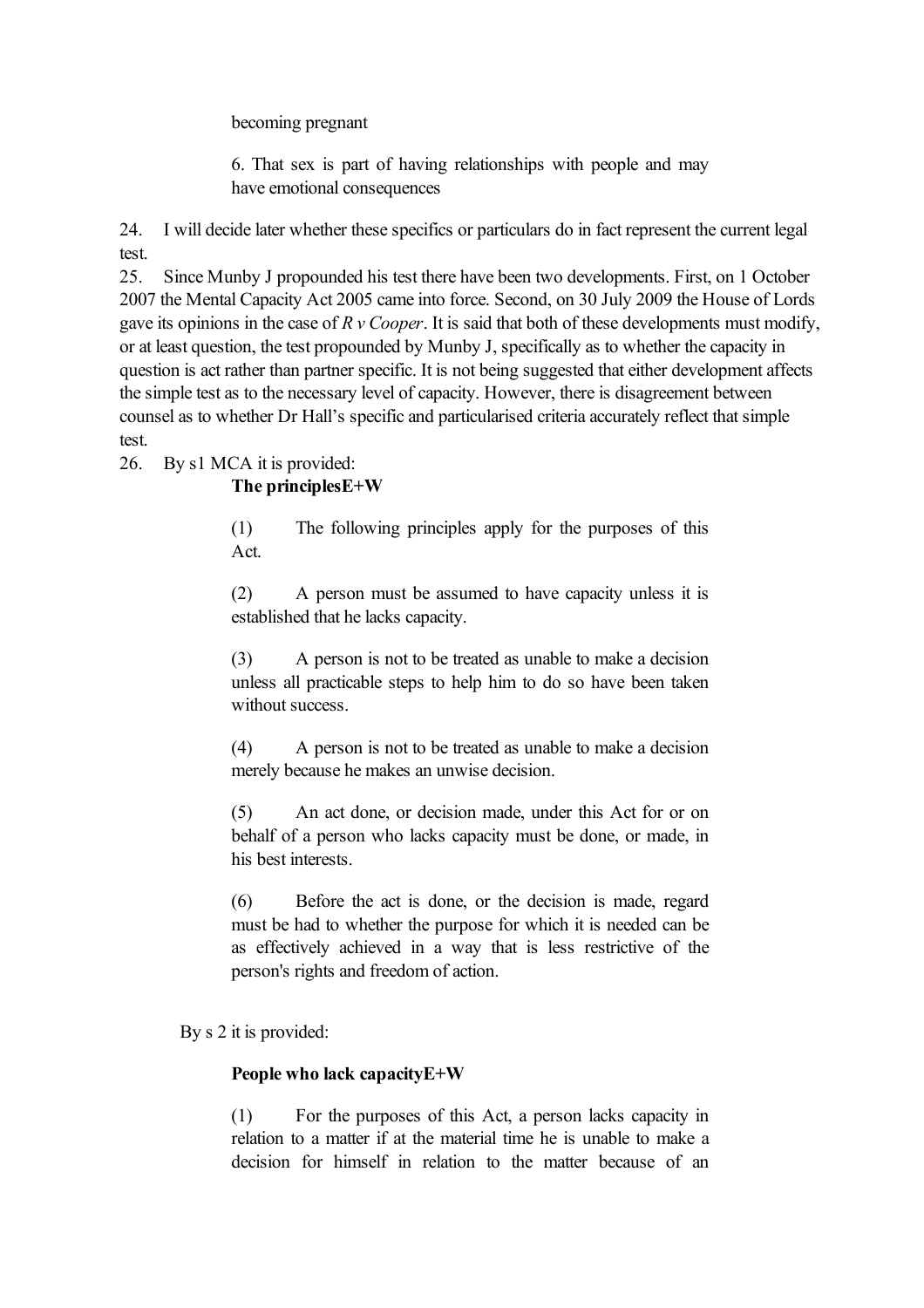becoming pregnant

> 6. That sex is part of having relationships with people and may have emotional consequences

24. I will decide later whether these specifics or particulars do in fact represent the current legal test.

25. Since Munby J propounded his test there have been two developments. First, on 1 October 2007 the Mental Capacity Act 2005 came into force. Second, on 30 July 2009 the House of Lords gave its opinions in the case of *R v Cooper*. It is said that both of these developments must modify, or at least question, the test propounded by Munby J, specifically as to whether the capacity in question is act rather than partner specific. It is not being suggested that either development affects the simple test as to the necessary level of capacity. However, there is disagreement between counsel as to whether Dr Hall's specific and particularised criteria accurately reflect that simple test.

26. By s1 MCA it is provided:

> **The principlesE+W**
>
> (1) The following principles apply for the purposes of this Act.
>
> (2) A person must be assumed to have capacity unless it is established that he lacks capacity.
>
> (3) A person is not to be treated as unable to make a decision unless all practicable steps to help him to do so have been taken without success.
>
> (4) A person is not to be treated as unable to make a decision merely because he makes an unwise decision.
>
> (5) An act done, or decision made, under this Act for or on behalf of a person who lacks capacity must be done, or made, in his best interests.
>
> (6) Before the act is done, or the decision is made, regard must be had to whether the purpose for which it is needed can be as effectively achieved in a way that is less restrictive of the person's rights and freedom of action.

By s 2 it is provided:

> **People who lack capacityE+W**
>
> (1) For the purposes of this Act, a person lacks capacity in relation to a matter if at the material time he is unable to make a decision for himself in relation to the matter because of an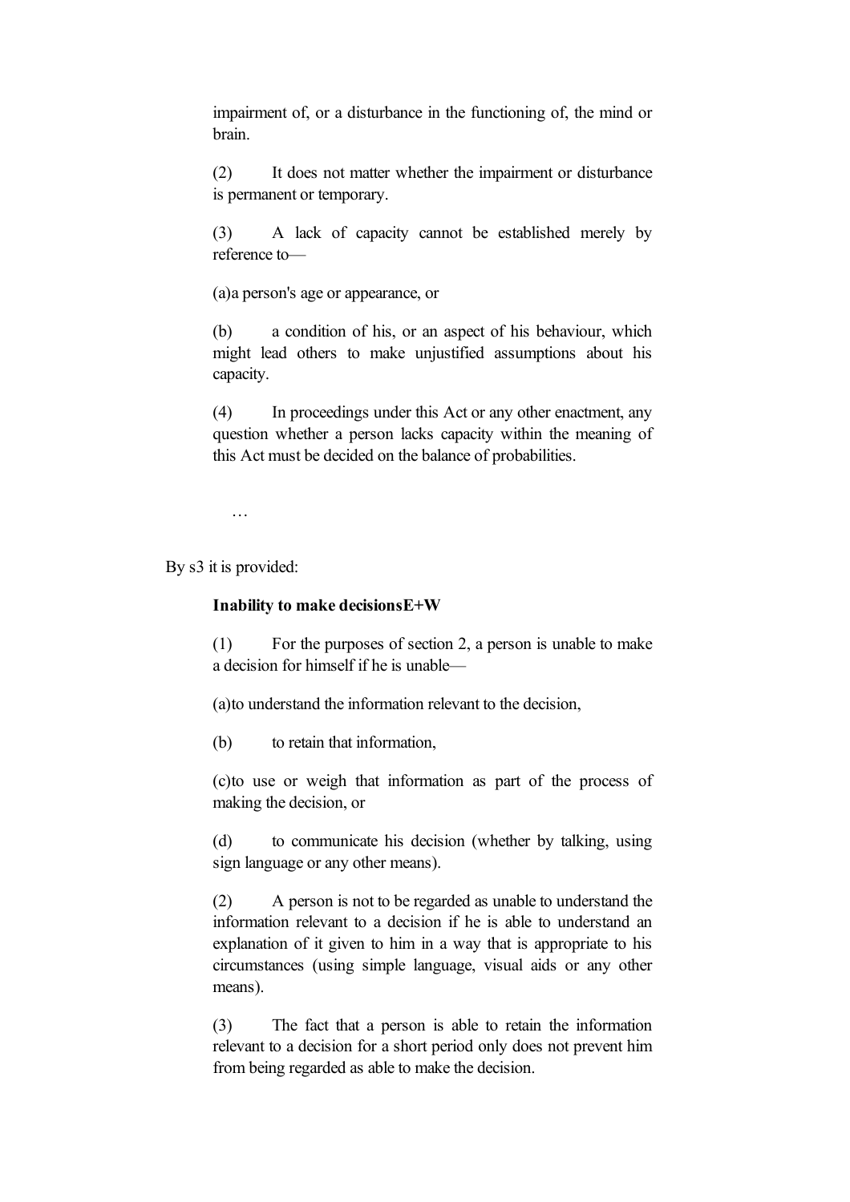impairment of, or a disturbance in the functioning of, the mind or brain.

(2) It does not matter whether the impairment or disturbance is permanent or temporary.

(3) A lack of capacity cannot be established merely by reference to—

(a)a person's age or appearance, or

(b) a condition of his, or an aspect of his behaviour, which might lead others to make unjustified assumptions about his capacity.

(4) In proceedings under this Act or any other enactment, any question whether a person lacks capacity within the meaning of this Act must be decided on the balance of probabilities.

…

By s3 it is provided:

**Inability to make decisionsE+W**

(1) For the purposes of section 2, a person is unable to make a decision for himself if he is unable—

(a)to understand the information relevant to the decision,

(b) to retain that information,

(c)to use or weigh that information as part of the process of making the decision, or

(d) to communicate his decision (whether by talking, using sign language or any other means).

(2) A person is not to be regarded as unable to understand the information relevant to a decision if he is able to understand an explanation of it given to him in a way that is appropriate to his circumstances (using simple language, visual aids or any other means).

(3) The fact that a person is able to retain the information relevant to a decision for a short period only does not prevent him from being regarded as able to make the decision.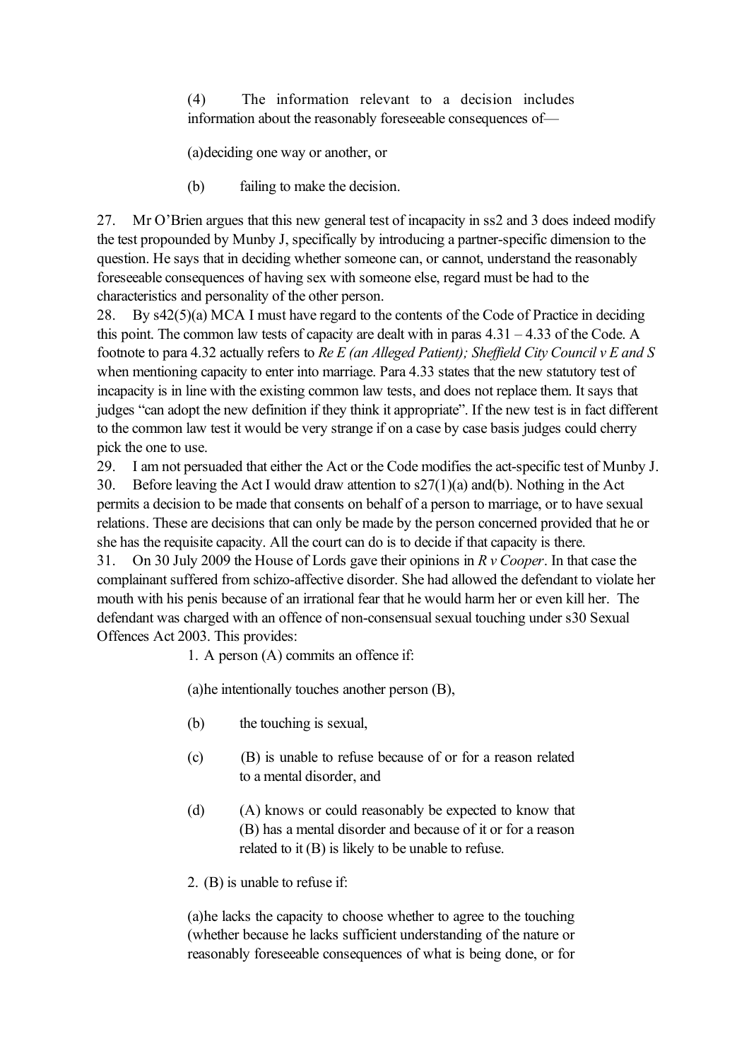> (4) The information relevant to a decision includes information about the reasonably foreseeable consequences of—
>
> (a) deciding one way or another, or
>
> (b) failing to make the decision.

27. Mr O'Brien argues that this new general test of incapacity in ss2 and 3 does indeed modify the test propounded by Munby J, specifically by introducing a partner-specific dimension to the question. He says that in deciding whether someone can, or cannot, understand the reasonably foreseeable consequences of having sex with someone else, regard must be had to the characteristics and personality of the other person.

28. By s42(5)(a) MCA I must have regard to the contents of the Code of Practice in deciding this point. The common law tests of capacity are dealt with in paras 4.31 – 4.33 of the Code. A footnote to para 4.32 actually refers to *Re E (an Alleged Patient); Sheffield City Council v E and S* when mentioning capacity to enter into marriage. Para 4.33 states that the new statutory test of incapacity is in line with the existing common law tests, and does not replace them. It says that judges "can adopt the new definition if they think it appropriate". If the new test is in fact different to the common law test it would be very strange if on a case by case basis judges could cherry pick the one to use.

29. I am not persuaded that either the Act or the Code modifies the act-specific test of Munby J.

30. Before leaving the Act I would draw attention to s27(1)(a) and(b). Nothing in the Act permits a decision to be made that consents on behalf of a person to marriage, or to have sexual relations. These are decisions that can only be made by the person concerned provided that he or she has the requisite capacity. All the court can do is to decide if that capacity is there.

31. On 30 July 2009 the House of Lords gave their opinions in *R v Cooper*. In that case the complainant suffered from schizo-affective disorder. She had allowed the defendant to violate her mouth with his penis because of an irrational fear that he would harm her or even kill her. The defendant was charged with an offence of non-consensual sexual touching under s30 Sexual Offences Act 2003. This provides:

> 1. A person (A) commits an offence if:
>
> (a) he intentionally touches another person (B),
>
> (b) the touching is sexual,
>
> (c) (B) is unable to refuse because of or for a reason related to a mental disorder, and
>
> (d) (A) knows or could reasonably be expected to know that (B) has a mental disorder and because of it or for a reason related to it (B) is likely to be unable to refuse.
>
> 2. (B) is unable to refuse if:
>
> (a) he lacks the capacity to choose whether to agree to the touching (whether because he lacks sufficient understanding of the nature or reasonably foreseeable consequences of what is being done, or for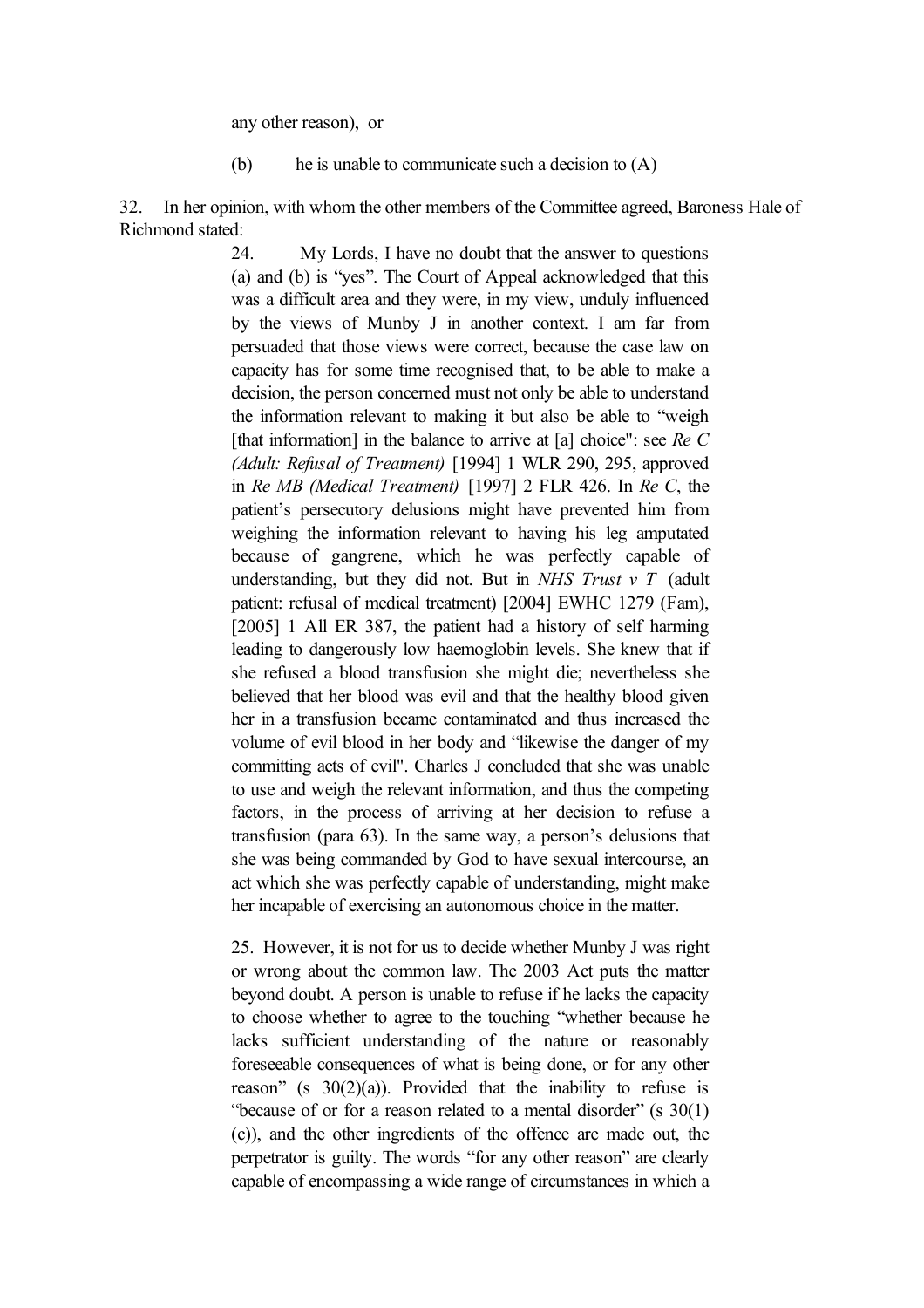any other reason), or

(b) he is unable to communicate such a decision to (A)

32. In her opinion, with whom the other members of the Committee agreed, Baroness Hale of Richmond stated:

> 24. My Lords, I have no doubt that the answer to questions (a) and (b) is "yes". The Court of Appeal acknowledged that this was a difficult area and they were, in my view, unduly influenced by the views of Munby J in another context. I am far from persuaded that those views were correct, because the case law on capacity has for some time recognised that, to be able to make a decision, the person concerned must not only be able to understand the information relevant to making it but also be able to "weigh [that information] in the balance to arrive at [a] choice": see *Re C (Adult: Refusal of Treatment)* [1994] 1 WLR 290, 295, approved in *Re MB (Medical Treatment)* [1997] 2 FLR 426. In *Re C*, the patient's persecutory delusions might have prevented him from weighing the information relevant to having his leg amputated because of gangrene, which he was perfectly capable of understanding, but they did not. But in *NHS Trust v T* (adult patient: refusal of medical treatment) [2004] EWHC 1279 (Fam), [2005] 1 All ER 387, the patient had a history of self harming leading to dangerously low haemoglobin levels. She knew that if she refused a blood transfusion she might die; nevertheless she believed that her blood was evil and that the healthy blood given her in a transfusion became contaminated and thus increased the volume of evil blood in her body and "likewise the danger of my committing acts of evil". Charles J concluded that she was unable to use and weigh the relevant information, and thus the competing factors, in the process of arriving at her decision to refuse a transfusion (para 63). In the same way, a person's delusions that she was being commanded by God to have sexual intercourse, an act which she was perfectly capable of understanding, might make her incapable of exercising an autonomous choice in the matter.
>
> 25. However, it is not for us to decide whether Munby J was right or wrong about the common law. The 2003 Act puts the matter beyond doubt. A person is unable to refuse if he lacks the capacity to choose whether to agree to the touching "whether because he lacks sufficient understanding of the nature or reasonably foreseeable consequences of what is being done, or for any other reason" (s 30(2)(a)). Provided that the inability to refuse is "because of or for a reason related to a mental disorder" (s 30(1)(c)), and the other ingredients of the offence are made out, the perpetrator is guilty. The words "for any other reason" are clearly capable of encompassing a wide range of circumstances in which a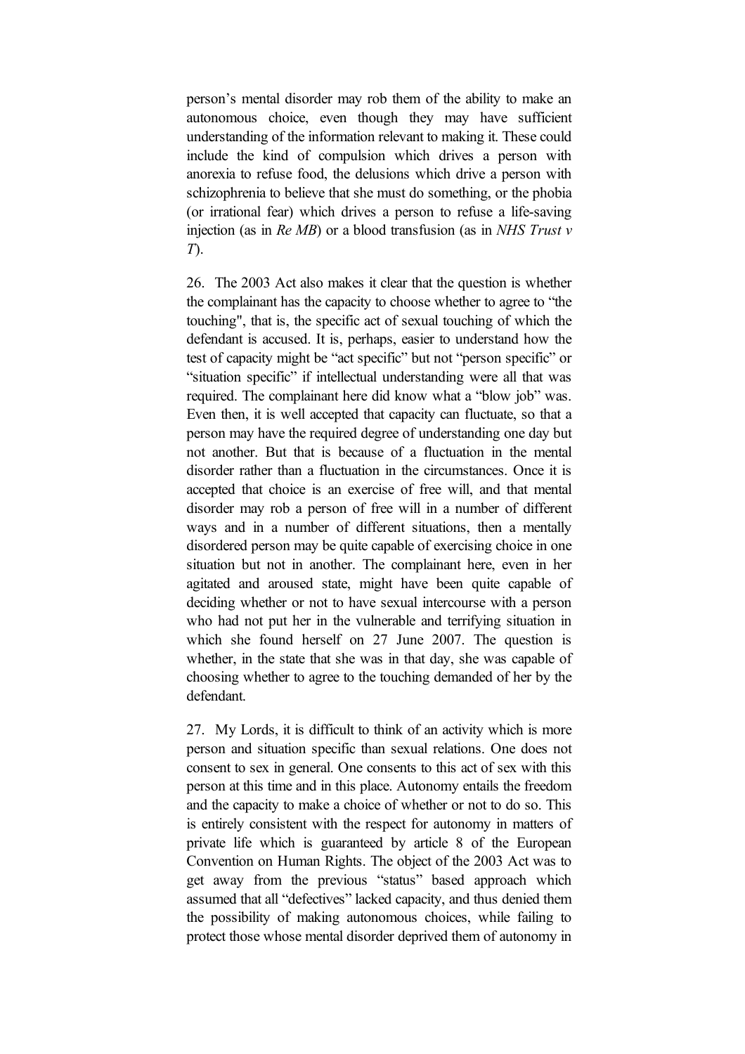person's mental disorder may rob them of the ability to make an autonomous choice, even though they may have sufficient understanding of the information relevant to making it. These could include the kind of compulsion which drives a person with anorexia to refuse food, the delusions which drive a person with schizophrenia to believe that she must do something, or the phobia (or irrational fear) which drives a person to refuse a life-saving injection (as in *Re MB*) or a blood transfusion (as in *NHS Trust v T*).

26. The 2003 Act also makes it clear that the question is whether the complainant has the capacity to choose whether to agree to "the touching", that is, the specific act of sexual touching of which the defendant is accused. It is, perhaps, easier to understand how the test of capacity might be "act specific" but not "person specific" or "situation specific" if intellectual understanding were all that was required. The complainant here did know what a "blow job" was. Even then, it is well accepted that capacity can fluctuate, so that a person may have the required degree of understanding one day but not another. But that is because of a fluctuation in the mental disorder rather than a fluctuation in the circumstances. Once it is accepted that choice is an exercise of free will, and that mental disorder may rob a person of free will in a number of different ways and in a number of different situations, then a mentally disordered person may be quite capable of exercising choice in one situation but not in another. The complainant here, even in her agitated and aroused state, might have been quite capable of deciding whether or not to have sexual intercourse with a person who had not put her in the vulnerable and terrifying situation in which she found herself on 27 June 2007. The question is whether, in the state that she was in that day, she was capable of choosing whether to agree to the touching demanded of her by the defendant.

27. My Lords, it is difficult to think of an activity which is more person and situation specific than sexual relations. One does not consent to sex in general. One consents to this act of sex with this person at this time and in this place. Autonomy entails the freedom and the capacity to make a choice of whether or not to do so. This is entirely consistent with the respect for autonomy in matters of private life which is guaranteed by article 8 of the European Convention on Human Rights. The object of the 2003 Act was to get away from the previous "status" based approach which assumed that all "defectives" lacked capacity, and thus denied them the possibility of making autonomous choices, while failing to protect those whose mental disorder deprived them of autonomy in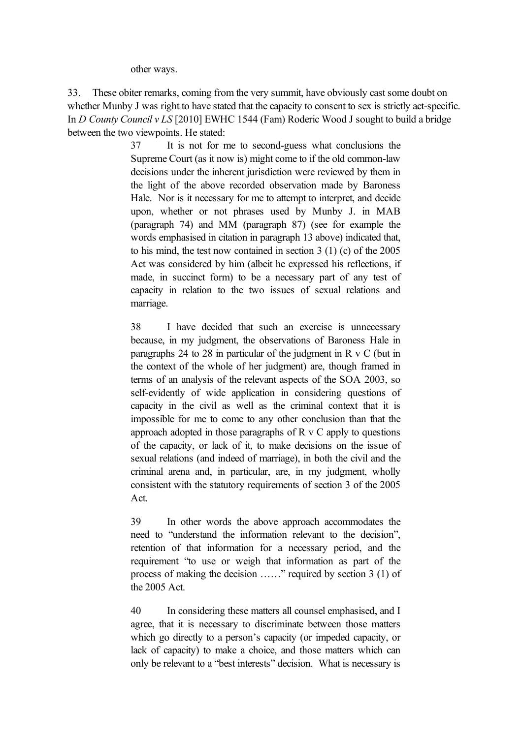other ways.

33. These obiter remarks, coming from the very summit, have obviously cast some doubt on whether Munby J was right to have stated that the capacity to consent to sex is strictly act-specific. In *D County Council v LS* [2010] EWHC 1544 (Fam) Roderic Wood J sought to build a bridge between the two viewpoints. He stated:

> 37 It is not for me to second-guess what conclusions the Supreme Court (as it now is) might come to if the old common-law decisions under the inherent jurisdiction were reviewed by them in the light of the above recorded observation made by Baroness Hale. Nor is it necessary for me to attempt to interpret, and decide upon, whether or not phrases used by Munby J. in MAB (paragraph 74) and MM (paragraph 87) (see for example the words emphasised in citation in paragraph 13 above) indicated that, to his mind, the test now contained in section 3 (1) (c) of the 2005 Act was considered by him (albeit he expressed his reflections, if made, in succinct form) to be a necessary part of any test of capacity in relation to the two issues of sexual relations and marriage.
>
> 38 I have decided that such an exercise is unnecessary because, in my judgment, the observations of Baroness Hale in paragraphs 24 to 28 in particular of the judgment in R v C (but in the context of the whole of her judgment) are, though framed in terms of an analysis of the relevant aspects of the SOA 2003, so self-evidently of wide application in considering questions of capacity in the civil as well as the criminal context that it is impossible for me to come to any other conclusion than that the approach adopted in those paragraphs of R v C apply to questions of the capacity, or lack of it, to make decisions on the issue of sexual relations (and indeed of marriage), in both the civil and the criminal arena and, in particular, are, in my judgment, wholly consistent with the statutory requirements of section 3 of the 2005 Act.
>
> 39 In other words the above approach accommodates the need to "understand the information relevant to the decision", retention of that information for a necessary period, and the requirement "to use or weigh that information as part of the process of making the decision ……" required by section 3 (1) of the 2005 Act.
>
> 40 In considering these matters all counsel emphasised, and I agree, that it is necessary to discriminate between those matters which go directly to a person's capacity (or impeded capacity, or lack of capacity) to make a choice, and those matters which can only be relevant to a "best interests" decision. What is necessary is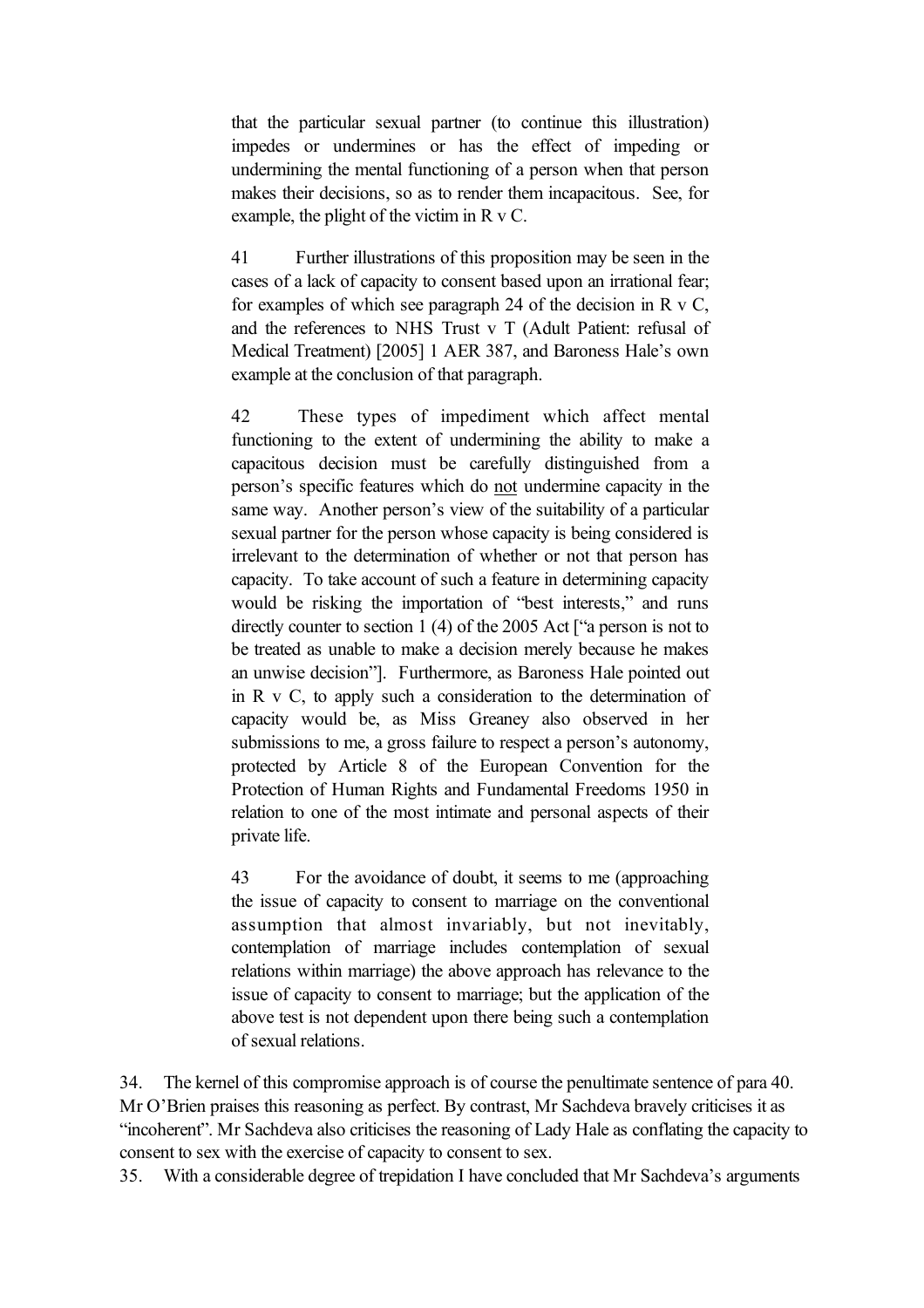> that the particular sexual partner (to continue this illustration) impedes or undermines or has the effect of impeding or undermining the mental functioning of a person when that person makes their decisions, so as to render them incapacitous. See, for example, the plight of the victim in R v C.
>
> 41 Further illustrations of this proposition may be seen in the cases of a lack of capacity to consent based upon an irrational fear; for examples of which see paragraph 24 of the decision in R v C, and the references to NHS Trust v T (Adult Patient: refusal of Medical Treatment) [2005] 1 AER 387, and Baroness Hale's own example at the conclusion of that paragraph.
>
> 42 These types of impediment which affect mental functioning to the extent of undermining the ability to make a capacitous decision must be carefully distinguished from a person's specific features which do <u>not</u> undermine capacity in the same way. Another person's view of the suitability of a particular sexual partner for the person whose capacity is being considered is irrelevant to the determination of whether or not that person has capacity. To take account of such a feature in determining capacity would be risking the importation of "best interests," and runs directly counter to section 1 (4) of the 2005 Act ["a person is not to be treated as unable to make a decision merely because he makes an unwise decision"]. Furthermore, as Baroness Hale pointed out in R v C, to apply such a consideration to the determination of capacity would be, as Miss Greaney also observed in her submissions to me, a gross failure to respect a person's autonomy, protected by Article 8 of the European Convention for the Protection of Human Rights and Fundamental Freedoms 1950 in relation to one of the most intimate and personal aspects of their private life.
>
> 43 For the avoidance of doubt, it seems to me (approaching the issue of capacity to consent to marriage on the conventional assumption that almost invariably, but not inevitably, contemplation of marriage includes contemplation of sexual relations within marriage) the above approach has relevance to the issue of capacity to consent to marriage; but the application of the above test is not dependent upon there being such a contemplation of sexual relations.

34. The kernel of this compromise approach is of course the penultimate sentence of para 40. Mr O'Brien praises this reasoning as perfect. By contrast, Mr Sachdeva bravely criticises it as "incoherent". Mr Sachdeva also criticises the reasoning of Lady Hale as conflating the capacity to consent to sex with the exercise of capacity to consent to sex.

35. With a considerable degree of trepidation I have concluded that Mr Sachdeva's arguments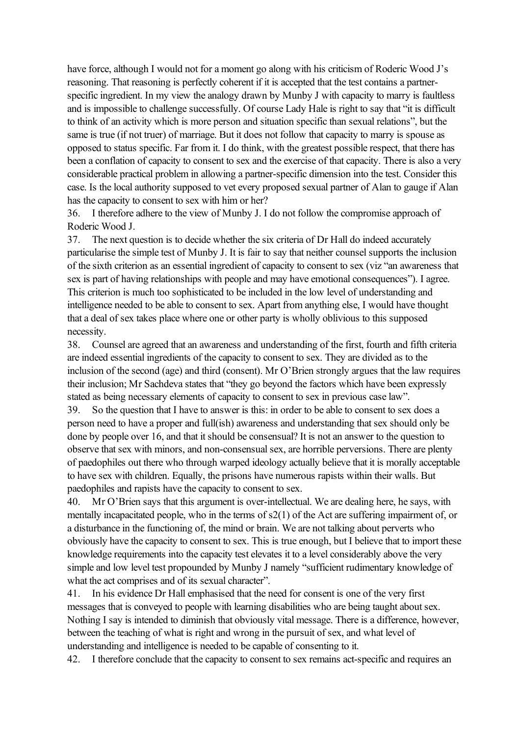have force, although I would not for a moment go along with his criticism of Roderic Wood J's reasoning. That reasoning is perfectly coherent if it is accepted that the test contains a partner-specific ingredient. In my view the analogy drawn by Munby J with capacity to marry is faultless and is impossible to challenge successfully. Of course Lady Hale is right to say that "it is difficult to think of an activity which is more person and situation specific than sexual relations", but the same is true (if not truer) of marriage. But it does not follow that capacity to marry is spouse as opposed to status specific. Far from it. I do think, with the greatest possible respect, that there has been a conflation of capacity to consent to sex and the exercise of that capacity. There is also a very considerable practical problem in allowing a partner-specific dimension into the test. Consider this case. Is the local authority supposed to vet every proposed sexual partner of Alan to gauge if Alan has the capacity to consent to sex with him or her?

36. I therefore adhere to the view of Munby J. I do not follow the compromise approach of Roderic Wood J.

37. The next question is to decide whether the six criteria of Dr Hall do indeed accurately particularise the simple test of Munby J. It is fair to say that neither counsel supports the inclusion of the sixth criterion as an essential ingredient of capacity to consent to sex (viz "an awareness that sex is part of having relationships with people and may have emotional consequences"). I agree. This criterion is much too sophisticated to be included in the low level of understanding and intelligence needed to be able to consent to sex. Apart from anything else, I would have thought that a deal of sex takes place where one or other party is wholly oblivious to this supposed necessity.

38. Counsel are agreed that an awareness and understanding of the first, fourth and fifth criteria are indeed essential ingredients of the capacity to consent to sex. They are divided as to the inclusion of the second (age) and third (consent). Mr O'Brien strongly argues that the law requires their inclusion; Mr Sachdeva states that "they go beyond the factors which have been expressly stated as being necessary elements of capacity to consent to sex in previous case law".

39. So the question that I have to answer is this: in order to be able to consent to sex does a person need to have a proper and full(ish) awareness and understanding that sex should only be done by people over 16, and that it should be consensual? It is not an answer to the question to observe that sex with minors, and non-consensual sex, are horrible perversions. There are plenty of paedophiles out there who through warped ideology actually believe that it is morally acceptable to have sex with children. Equally, the prisons have numerous rapists within their walls. But paedophiles and rapists have the capacity to consent to sex.

40. Mr O'Brien says that this argument is over-intellectual. We are dealing here, he says, with mentally incapacitated people, who in the terms of s2(1) of the Act are suffering impairment of, or a disturbance in the functioning of, the mind or brain. We are not talking about perverts who obviously have the capacity to consent to sex. This is true enough, but I believe that to import these knowledge requirements into the capacity test elevates it to a level considerably above the very simple and low level test propounded by Munby J namely "sufficient rudimentary knowledge of what the act comprises and of its sexual character".

41. In his evidence Dr Hall emphasised that the need for consent is one of the very first messages that is conveyed to people with learning disabilities who are being taught about sex. Nothing I say is intended to diminish that obviously vital message. There is a difference, however, between the teaching of what is right and wrong in the pursuit of sex, and what level of understanding and intelligence is needed to be capable of consenting to it.

42. I therefore conclude that the capacity to consent to sex remains act-specific and requires an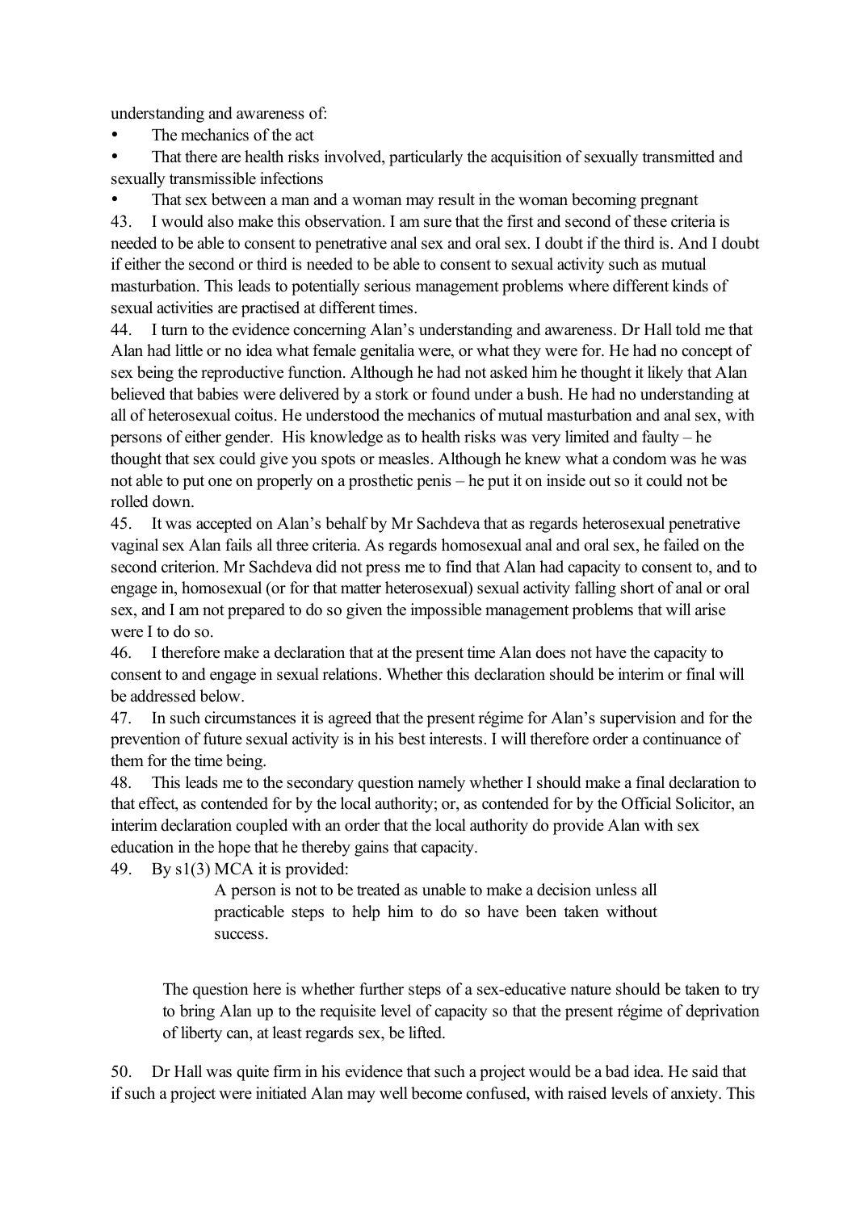understanding and awareness of:

- The mechanics of the act
- That there are health risks involved, particularly the acquisition of sexually transmitted and sexually transmissible infections
- That sex between a man and a woman may result in the woman becoming pregnant

43. I would also make this observation. I am sure that the first and second of these criteria is needed to be able to consent to penetrative anal sex and oral sex. I doubt if the third is. And I doubt if either the second or third is needed to be able to consent to sexual activity such as mutual masturbation. This leads to potentially serious management problems where different kinds of sexual activities are practised at different times.

44. I turn to the evidence concerning Alan's understanding and awareness. Dr Hall told me that Alan had little or no idea what female genitalia were, or what they were for. He had no concept of sex being the reproductive function. Although he had not asked him he thought it likely that Alan believed that babies were delivered by a stork or found under a bush. He had no understanding at all of heterosexual coitus. He understood the mechanics of mutual masturbation and anal sex, with persons of either gender. His knowledge as to health risks was very limited and faulty – he thought that sex could give you spots or measles. Although he knew what a condom was he was not able to put one on properly on a prosthetic penis – he put it on inside out so it could not be rolled down.

45. It was accepted on Alan's behalf by Mr Sachdeva that as regards heterosexual penetrative vaginal sex Alan fails all three criteria. As regards homosexual anal and oral sex, he failed on the second criterion. Mr Sachdeva did not press me to find that Alan had capacity to consent to, and to engage in, homosexual (or for that matter heterosexual) sexual activity falling short of anal or oral sex, and I am not prepared to do so given the impossible management problems that will arise were I to do so.

46. I therefore make a declaration that at the present time Alan does not have the capacity to consent to and engage in sexual relations. Whether this declaration should be interim or final will be addressed below.

47. In such circumstances it is agreed that the present régime for Alan's supervision and for the prevention of future sexual activity is in his best interests. I will therefore order a continuance of them for the time being.

48. This leads me to the secondary question namely whether I should make a final declaration to that effect, as contended for by the local authority; or, as contended for by the Official Solicitor, an interim declaration coupled with an order that the local authority do provide Alan with sex education in the hope that he thereby gains that capacity.

49. By s1(3) MCA it is provided:

> A person is not to be treated as unable to make a decision unless all practicable steps to help him to do so have been taken without success.

The question here is whether further steps of a sex-educative nature should be taken to try to bring Alan up to the requisite level of capacity so that the present régime of deprivation of liberty can, at least regards sex, be lifted.

50. Dr Hall was quite firm in his evidence that such a project would be a bad idea. He said that if such a project were initiated Alan may well become confused, with raised levels of anxiety. This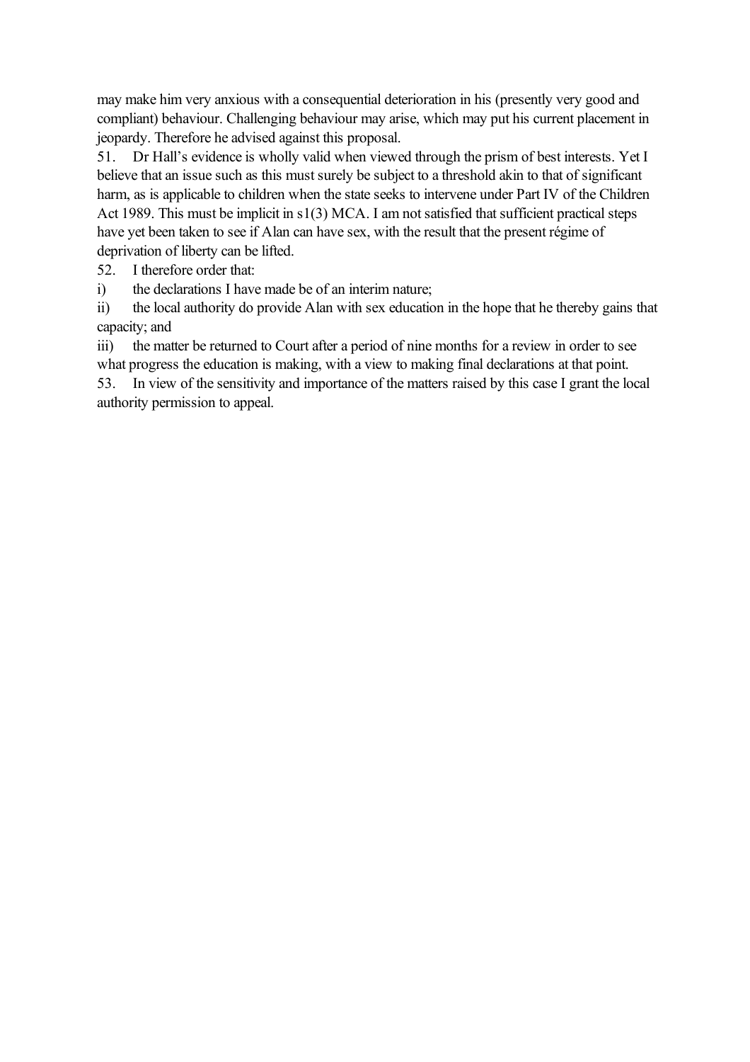may make him very anxious with a consequential deterioration in his (presently very good and compliant) behaviour. Challenging behaviour may arise, which may put his current placement in jeopardy. Therefore he advised against this proposal.

51. Dr Hall's evidence is wholly valid when viewed through the prism of best interests. Yet I believe that an issue such as this must surely be subject to a threshold akin to that of significant harm, as is applicable to children when the state seeks to intervene under Part IV of the Children Act 1989. This must be implicit in s1(3) MCA. I am not satisfied that sufficient practical steps have yet been taken to see if Alan can have sex, with the result that the present régime of deprivation of liberty can be lifted.

52. I therefore order that:

i) the declarations I have made be of an interim nature;

ii) the local authority do provide Alan with sex education in the hope that he thereby gains that capacity; and

iii) the matter be returned to Court after a period of nine months for a review in order to see what progress the education is making, with a view to making final declarations at that point.

53. In view of the sensitivity and importance of the matters raised by this case I grant the local authority permission to appeal.